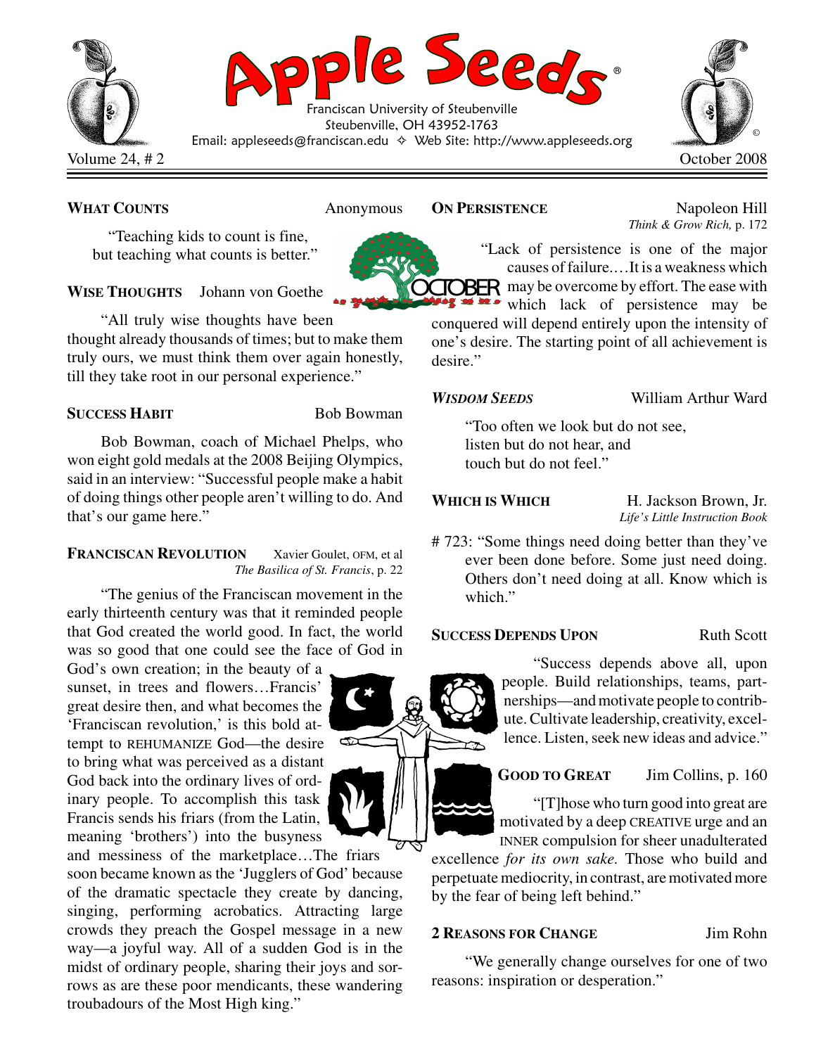# Apple Seeds®

Franciscan University of Steubenville
Steubenville, OH 43952-1763
Email: appleseeds@franciscan.edu ✧ Web Site: http://www.appleseeds.org

Volume 24, # 2 — October 2008

**WHAT COUNTS** — Anonymous

"Teaching kids to count is fine, but teaching what counts is better."

**WISE THOUGHTS** — Johann von Goethe

"All truly wise thoughts have been thought already thousands of times; but to make them truly ours, we must think them over again honestly, till they take root in our personal experience."

**SUCCESS HABIT** — Bob Bowman

Bob Bowman, coach of Michael Phelps, who won eight gold medals at the 2008 Beijing Olympics, said in an interview: "Successful people make a habit of doing things other people aren't willing to do. And that's our game here."

**FRANCISCAN REVOLUTION** — Xavier Goulet, OFM, et al
*The Basilica of St. Francis*, p. 22

"The genius of the Franciscan movement in the early thirteenth century was that it reminded people that God created the world good. In fact, the world was so good that one could see the face of God in God's own creation; in the beauty of a sunset, in trees and flowers…Francis' great desire then, and what becomes the 'Franciscan revolution,' is this bold attempt to REHUMANIZE God—the desire to bring what was perceived as a distant God back into the ordinary lives of ordinary people. To accomplish this task Francis sends his friars (from the Latin, meaning 'brothers') into the busyness and messiness of the marketplace…The friars soon became known as the 'Jugglers of God' because of the dramatic spectacle they create by dancing, singing, performing acrobatics. Attracting large crowds they preach the Gospel message in a new way—a joyful way. All of a sudden God is in the midst of ordinary people, sharing their joys and sorrows as are these poor mendicants, these wandering troubadours of the Most High king."

**ON PERSISTENCE** — Napoleon Hill
*Think & Grow Rich,* p. 172

"Lack of persistence is one of the major causes of failure.…It is a weakness which may be overcome by effort. The ease with which lack of persistence may be conquered will depend entirely upon the intensity of one's desire. The starting point of all achievement is desire."

***WISDOM SEEDS*** — William Arthur Ward

"Too often we look but do not see,
listen but do not hear, and
touch but do not feel."

**WHICH IS WHICH** — H. Jackson Brown, Jr.
*Life's Little Instruction Book*

# 723: "Some things need doing better than they've ever been done before. Some just need doing. Others don't need doing at all. Know which is which."

**SUCCESS DEPENDS UPON** — Ruth Scott

"Success depends above all, upon people. Build relationships, teams, partnerships—and motivate people to contribute. Cultivate leadership, creativity, excellence. Listen, seek new ideas and advice."

**GOOD TO GREAT** — Jim Collins, p. 160

"[T]hose who turn good into great are motivated by a deep CREATIVE urge and an INNER compulsion for sheer unadulterated excellence *for its own sake.* Those who build and perpetuate mediocrity, in contrast, are motivated more by the fear of being left behind."

**2 REASONS FOR CHANGE** — Jim Rohn

"We generally change ourselves for one of two reasons: inspiration or desperation."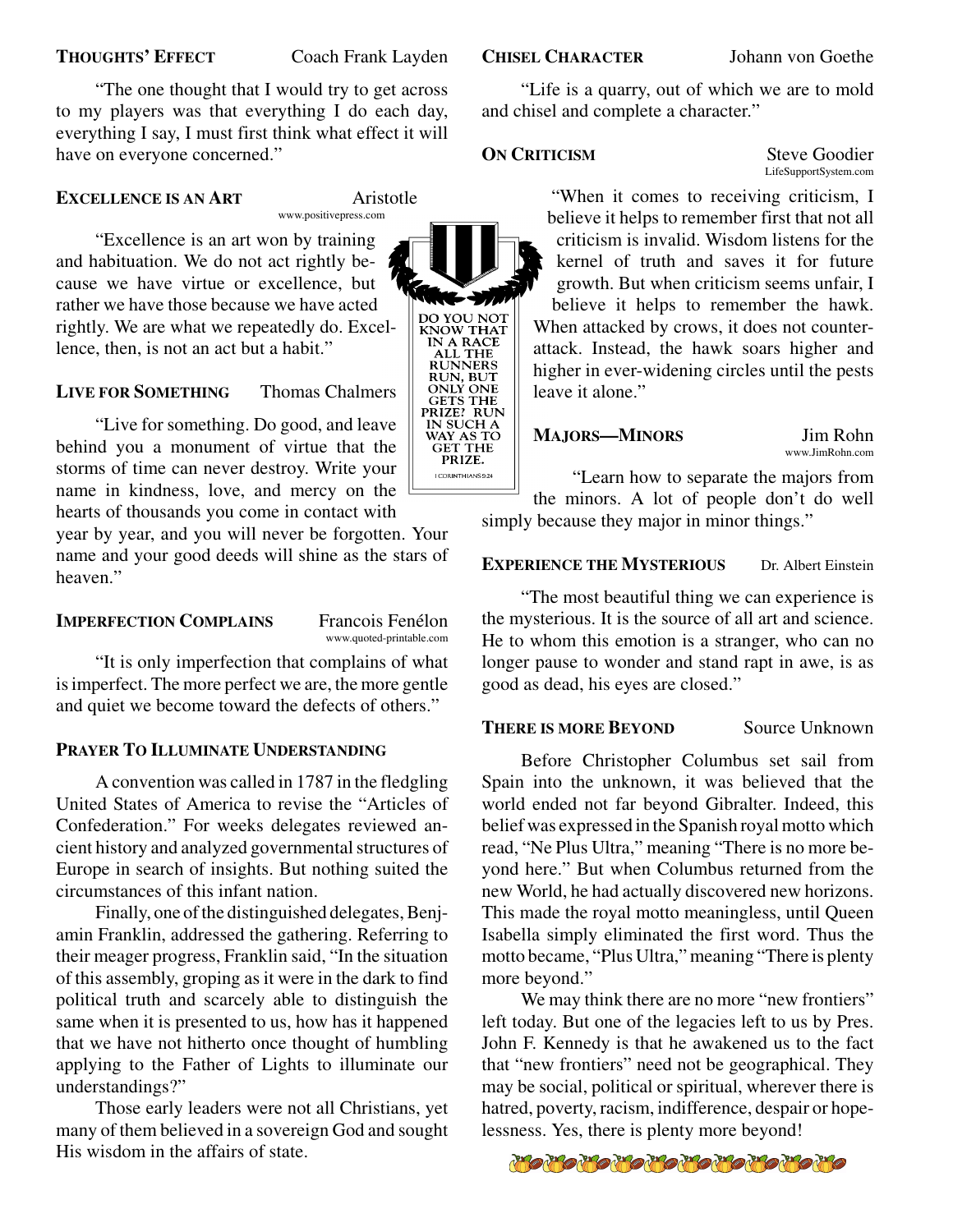**THOUGHTS' EFFECT** — Coach Frank Layden

"The one thought that I would try to get across to my players was that everything I do each day, everything I say, I must first think what effect it will have on everyone concerned."

**EXCELLENCE IS AN ART** — Aristotle
www.positivepress.com

"Excellence is an art won by training and habituation. We do not act rightly because we have virtue or excellence, but rather we have those because we have acted rightly. We are what we repeatedly do. Excellence, then, is not an act but a habit."

**LIVE FOR SOMETHING** — Thomas Chalmers

"Live for something. Do good, and leave behind you a monument of virtue that the storms of time can never destroy. Write your name in kindness, love, and mercy on the hearts of thousands you come in contact with year by year, and you will never be forgotten. Your name and your good deeds will shine as the stars of heaven."

**IMPERFECTION COMPLAINS** — Francois Fenélon
www.quoted-printable.com

"It is only imperfection that complains of what is imperfect. The more perfect we are, the more gentle and quiet we become toward the defects of others."

**PRAYER TO ILLUMINATE UNDERSTANDING**

A convention was called in 1787 in the fledgling United States of America to revise the "Articles of Confederation." For weeks delegates reviewed ancient history and analyzed governmental structures of Europe in search of insights. But nothing suited the circumstances of this infant nation.

Finally, one of the distinguished delegates, Benjamin Franklin, addressed the gathering. Referring to their meager progress, Franklin said, "In the situation of this assembly, groping as it were in the dark to find political truth and scarcely able to distinguish the same when it is presented to us, how has it happened that we have not hitherto once thought of humbling applying to the Father of Lights to illuminate our understandings?"

Those early leaders were not all Christians, yet many of them believed in a sovereign God and sought His wisdom in the affairs of state.

DO YOU NOT KNOW THAT IN A RACE ALL THE RUNNERS RUN, BUT ONLY ONE GETS THE PRIZE? RUN IN SUCH A WAY AS TO GET THE PRIZE.
I CORINTHIANS 9:24

**CHISEL CHARACTER** — Johann von Goethe

"Life is a quarry, out of which we are to mold and chisel and complete a character."

**ON CRITICISM** — Steve Goodier
LifeSupportSystem.com

"When it comes to receiving criticism, I believe it helps to remember first that not all criticism is invalid. Wisdom listens for the kernel of truth and saves it for future growth. But when criticism seems unfair, I believe it helps to remember the hawk. When attacked by crows, it does not counterattack. Instead, the hawk soars higher and higher in ever-widening circles until the pests leave it alone."

**MAJORS—MINORS** — Jim Rohn
www.JimRohn.com

"Learn how to separate the majors from the minors. A lot of people don't do well simply because they major in minor things."

**EXPERIENCE THE MYSTERIOUS** — Dr. Albert Einstein

"The most beautiful thing we can experience is the mysterious. It is the source of all art and science. He to whom this emotion is a stranger, who can no longer pause to wonder and stand rapt in awe, is as good as dead, his eyes are closed."

**THERE IS MORE BEYOND** — Source Unknown

Before Christopher Columbus set sail from Spain into the unknown, it was believed that the world ended not far beyond Gibralter. Indeed, this belief was expressed in the Spanish royal motto which read, "Ne Plus Ultra," meaning "There is no more beyond here." But when Columbus returned from the new World, he had actually discovered new horizons. This made the royal motto meaningless, until Queen Isabella simply eliminated the first word. Thus the motto became, "Plus Ultra," meaning "There is plenty more beyond."

We may think there are no more "new frontiers" left today. But one of the legacies left to us by Pres. John F. Kennedy is that he awakened us to the fact that "new frontiers" need not be geographical. They may be social, political or spiritual, wherever there is hatred, poverty, racism, indifference, despair or hopelessness. Yes, there is plenty more beyond!